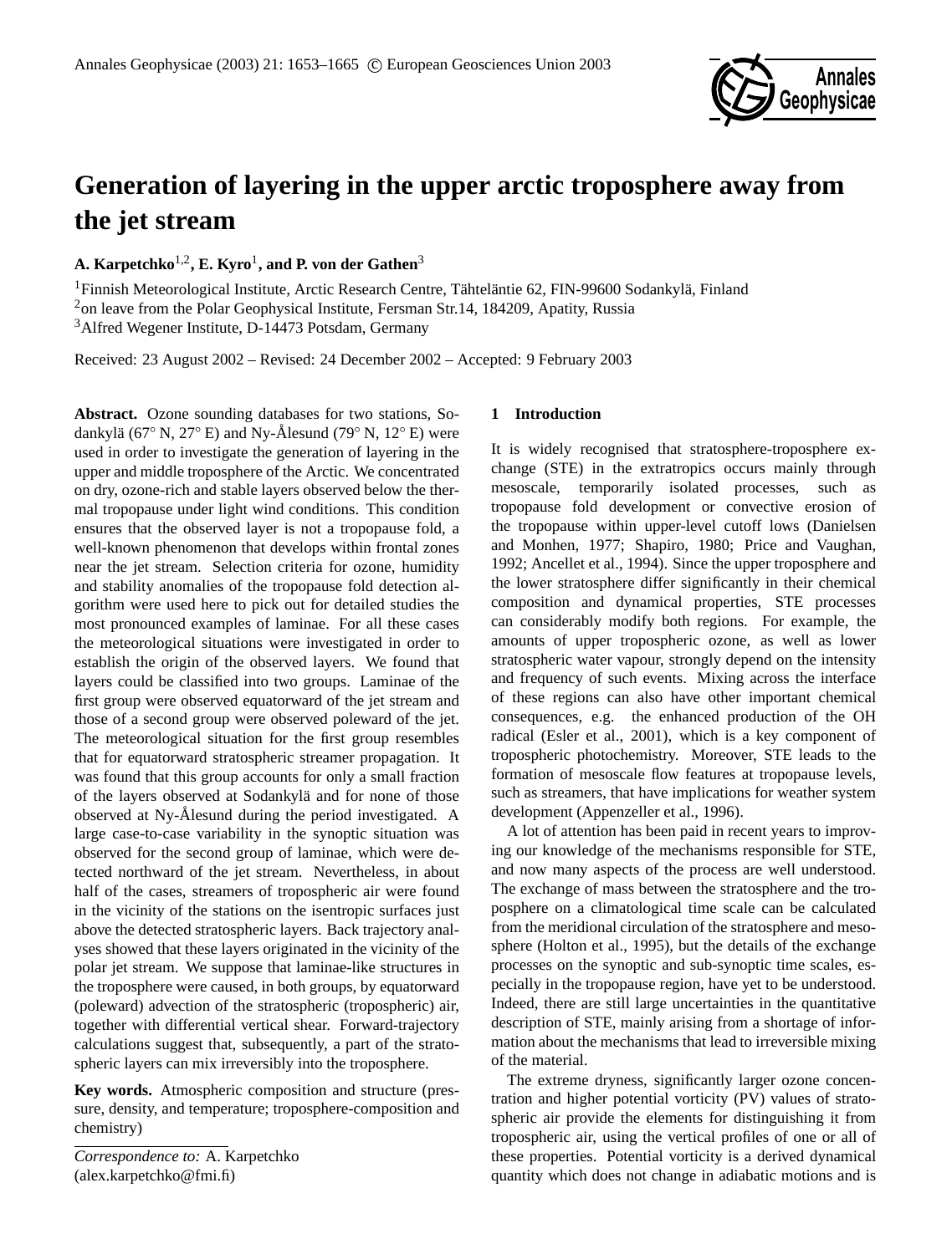# Generation of layering in the upper arctic troposphere away from the jet stream

**A. Karpetchko**[1,2], **E. Kyro**[1], **and P. von der Gathen**[3]

[1]Finnish Meteorological Institute, Arctic Research Centre, Tähteläntie 62, FIN-99600 Sodankylä, Finland
[2]on leave from the Polar Geophysical Institute, Fersman Str.14, 184209, Apatity, Russia
[3]Alfred Wegener Institute, D-14473 Potsdam, Germany

Received: 23 August 2002 – Revised: 24 December 2002 – Accepted: 9 February 2003

**Abstract.** Ozone sounding databases for two stations, Sodankylä (67° N, 27° E) and Ny-Ålesund (79° N, 12° E) were used in order to investigate the generation of layering in the upper and middle troposphere of the Arctic. We concentrated on dry, ozone-rich and stable layers observed below the thermal tropopause under light wind conditions. This condition ensures that the observed layer is not a tropopause fold, a well-known phenomenon that develops within frontal zones near the jet stream. Selection criteria for ozone, humidity and stability anomalies of the tropopause fold detection algorithm were used here to pick out for detailed studies the most pronounced examples of laminae. For all these cases the meteorological situations were investigated in order to establish the origin of the observed layers. We found that layers could be classified into two groups. Laminae of the first group were observed equatorward of the jet stream and those of a second group were observed poleward of the jet. The meteorological situation for the first group resembles that for equatorward stratospheric streamer propagation. It was found that this group accounts for only a small fraction of the layers observed at Sodankylä and for none of those observed at Ny-Ålesund during the period investigated. A large case-to-case variability in the synoptic situation was observed for the second group of laminae, which were detected northward of the jet stream. Nevertheless, in about half of the cases, streamers of tropospheric air were found in the vicinity of the stations on the isentropic surfaces just above the detected stratospheric layers. Back trajectory analyses showed that these layers originated in the vicinity of the polar jet stream. We suppose that laminae-like structures in the troposphere were caused, in both groups, by equatorward (poleward) advection of the stratospheric (tropospheric) air, together with differential vertical shear. Forward-trajectory calculations suggest that, subsequently, a part of the stratospheric layers can mix irreversibly into the troposphere.

**Key words.** Atmospheric composition and structure (pressure, density, and temperature; troposphere-composition and chemistry)

*Correspondence to:* A. Karpetchko (alex.karpetchko@fmi.fi)

## 1 Introduction

It is widely recognised that stratosphere-troposphere exchange (STE) in the extratropics occurs mainly through mesoscale, temporarily isolated processes, such as tropopause fold development or convective erosion of the tropopause within upper-level cutoff lows (Danielsen and Monhen, 1977; Shapiro, 1980; Price and Vaughan, 1992; Ancellet et al., 1994). Since the upper troposphere and the lower stratosphere differ significantly in their chemical composition and dynamical properties, STE processes can considerably modify both regions. For example, the amounts of upper tropospheric ozone, as well as lower stratospheric water vapour, strongly depend on the intensity and frequency of such events. Mixing across the interface of these regions can also have other important chemical consequences, e.g. the enhanced production of the OH radical (Esler et al., 2001), which is a key component of tropospheric photochemistry. Moreover, STE leads to the formation of mesoscale flow features at tropopause levels, such as streamers, that have implications for weather system development (Appenzeller et al., 1996).

A lot of attention has been paid in recent years to improving our knowledge of the mechanisms responsible for STE, and now many aspects of the process are well understood. The exchange of mass between the stratosphere and the troposphere on a climatological time scale can be calculated from the meridional circulation of the stratosphere and mesosphere (Holton et al., 1995), but the details of the exchange processes on the synoptic and sub-synoptic time scales, especially in the tropopause region, have yet to be understood. Indeed, there are still large uncertainties in the quantitative description of STE, mainly arising from a shortage of information about the mechanisms that lead to irreversible mixing of the material.

The extreme dryness, significantly larger ozone concentration and higher potential vorticity (PV) values of stratospheric air provide the elements for distinguishing it from tropospheric air, using the vertical profiles of one or all of these properties. Potential vorticity is a derived dynamical quantity which does not change in adiabatic motions and is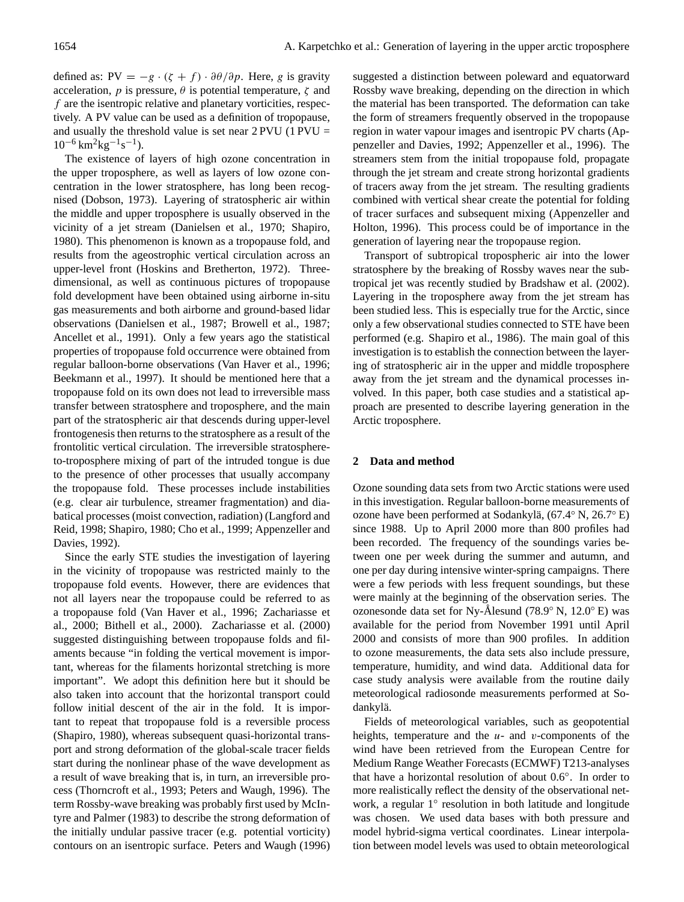defined as: $\mathrm{PV} = -g \cdot (\zeta + f) \cdot \partial\theta/\partial p$. Here, $g$ is gravity acceleration, $p$ is pressure, $\theta$ is potential temperature, $\zeta$ and $f$ are the isentropic relative and planetary vorticities, respectively. A PV value can be used as a definition of tropopause, and usually the threshold value is set near 2 PVU (1 PVU = $10^{-6}\,\mathrm{km^2 kg^{-1} s^{-1}}$).

The existence of layers of high ozone concentration in the upper troposphere, as well as layers of low ozone concentration in the lower stratosphere, has long been recognised (Dobson, 1973). Layering of stratospheric air within the middle and upper troposphere is usually observed in the vicinity of a jet stream (Danielsen et al., 1970; Shapiro, 1980). This phenomenon is known as a tropopause fold, and results from the ageostrophic vertical circulation across an upper-level front (Hoskins and Bretherton, 1972). Three-dimensional, as well as continuous pictures of tropopause fold development have been obtained using airborne in-situ gas measurements and both airborne and ground-based lidar observations (Danielsen et al., 1987; Browell et al., 1987; Ancellet et al., 1991). Only a few years ago the statistical properties of tropopause fold occurrence were obtained from regular balloon-borne observations (Van Haver et al., 1996; Beekmann et al., 1997). It should be mentioned here that a tropopause fold on its own does not lead to irreversible mass transfer between stratosphere and troposphere, and the main part of the stratospheric air that descends during upper-level frontogenesis then returns to the stratosphere as a result of the frontolitic vertical circulation. The irreversible stratosphere-to-troposphere mixing of part of the intruded tongue is due to the presence of other processes that usually accompany the tropopause fold. These processes include instabilities (e.g. clear air turbulence, streamer fragmentation) and diabatical processes (moist convection, radiation) (Langford and Reid, 1998; Shapiro, 1980; Cho et al., 1999; Appenzeller and Davies, 1992).

Since the early STE studies the investigation of layering in the vicinity of tropopause was restricted mainly to the tropopause fold events. However, there are evidences that not all layers near the tropopause could be referred to as a tropopause fold (Van Haver et al., 1996; Zachariasse et al., 2000; Bithell et al., 2000). Zachariasse et al. (2000) suggested distinguishing between tropopause folds and filaments because "in folding the vertical movement is important, whereas for the filaments horizontal stretching is more important". We adopt this definition here but it should be also taken into account that the horizontal transport could follow initial descent of the air in the fold. It is important to repeat that tropopause fold is a reversible process (Shapiro, 1980), whereas subsequent quasi-horizontal transport and strong deformation of the global-scale tracer fields start during the nonlinear phase of the wave development as a result of wave breaking that is, in turn, an irreversible process (Thorncroft et al., 1993; Peters and Waugh, 1996). The term Rossby-wave breaking was probably first used by McIntyre and Palmer (1983) to describe the strong deformation of the initially undular passive tracer (e.g. potential vorticity) contours on an isentropic surface. Peters and Waugh (1996) suggested a distinction between poleward and equatorward Rossby wave breaking, depending on the direction in which the material has been transported. The deformation can take the form of streamers frequently observed in the tropopause region in water vapour images and isentropic PV charts (Appenzeller and Davies, 1992; Appenzeller et al., 1996). The streamers stem from the initial tropopause fold, propagate through the jet stream and create strong horizontal gradients of tracers away from the jet stream. The resulting gradients combined with vertical shear create the potential for folding of tracer surfaces and subsequent mixing (Appenzeller and Holton, 1996). This process could be of importance in the generation of layering near the tropopause region.

Transport of subtropical tropospheric air into the lower stratosphere by the breaking of Rossby waves near the subtropical jet was recently studied by Bradshaw et al. (2002). Layering in the troposphere away from the jet stream has been studied less. This is especially true for the Arctic, since only a few observational studies connected to STE have been performed (e.g. Shapiro et al., 1986). The main goal of this investigation is to establish the connection between the layering of stratospheric air in the upper and middle troposphere away from the jet stream and the dynamical processes involved. In this paper, both case studies and a statistical approach are presented to describe layering generation in the Arctic troposphere.

## 2 Data and method

Ozone sounding data sets from two Arctic stations were used in this investigation. Regular balloon-borne measurements of ozone have been performed at Sodankylä, (67.4° N, 26.7° E) since 1988. Up to April 2000 more than 800 profiles had been recorded. The frequency of the soundings varies between one per week during the summer and autumn, and one per day during intensive winter-spring campaigns. There were a few periods with less frequent soundings, but these were mainly at the beginning of the observation series. The ozonesonde data set for Ny-Ålesund (78.9° N, 12.0° E) was available for the period from November 1991 until April 2000 and consists of more than 900 profiles. In addition to ozone measurements, the data sets also include pressure, temperature, humidity, and wind data. Additional data for case study analysis were available from the routine daily meteorological radiosonde measurements performed at Sodankylä.

Fields of meteorological variables, such as geopotential heights, temperature and the $u$- and $v$-components of the wind have been retrieved from the European Centre for Medium Range Weather Forecasts (ECMWF) T213-analyses that have a horizontal resolution of about 0.6°. In order to more realistically reflect the density of the observational network, a regular 1° resolution in both latitude and longitude was chosen. We used data bases with both pressure and model hybrid-sigma vertical coordinates. Linear interpolation between model levels was used to obtain meteorological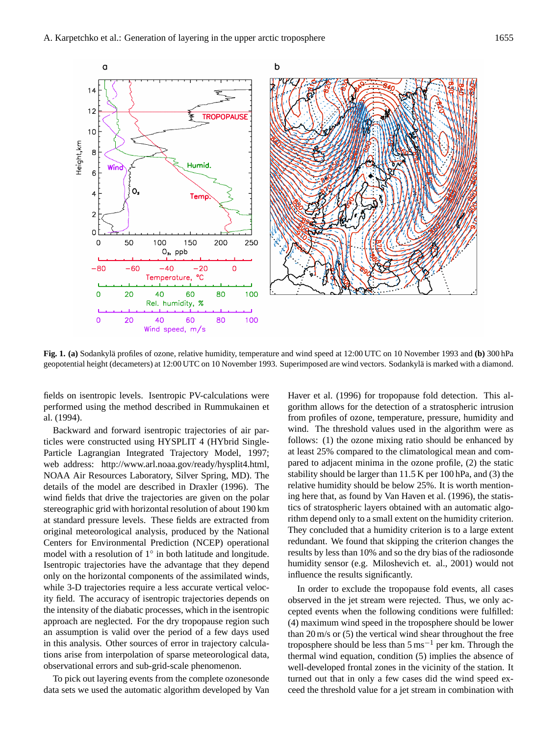**Fig. 1. (a)** Sodankylä profiles of ozone, relative humidity, temperature and wind speed at 12:00 UTC on 10 November 1993 and **(b)** 300 hPa geopotential height (decameters) at 12:00 UTC on 10 November 1993. Superimposed are wind vectors. Sodankylä is marked with a diamond.

fields on isentropic levels. Isentropic PV-calculations were performed using the method described in Rummukainen et al. (1994).

Backward and forward isentropic trajectories of air particles were constructed using HYSPLIT 4 (HYbrid Single-Particle Lagrangian Integrated Trajectory Model, 1997; web address: http://www.arl.noaa.gov/ready/hysplit4.html, NOAA Air Resources Laboratory, Silver Spring, MD). The details of the model are described in Draxler (1996). The wind fields that drive the trajectories are given on the polar stereographic grid with horizontal resolution of about 190 km at standard pressure levels. These fields are extracted from original meteorological analysis, produced by the National Centers for Environmental Prediction (NCEP) operational model with a resolution of 1° in both latitude and longitude. Isentropic trajectories have the advantage that they depend only on the horizontal components of the assimilated winds, while 3-D trajectories require a less accurate vertical velocity field. The accuracy of isentropic trajectories depends on the intensity of the diabatic processes, which in the isentropic approach are neglected. For the dry tropopause region such an assumption is valid over the period of a few days used in this analysis. Other sources of error in trajectory calculations arise from interpolation of sparse meteorological data, observational errors and sub-grid-scale phenomenon.

To pick out layering events from the complete ozonesonde data sets we used the automatic algorithm developed by Van Haver et al. (1996) for tropopause fold detection. This algorithm allows for the detection of a stratospheric intrusion from profiles of ozone, temperature, pressure, humidity and wind. The threshold values used in the algorithm were as follows: (1) the ozone mixing ratio should be enhanced by at least 25% compared to the climatological mean and compared to adjacent minima in the ozone profile, (2) the static stability should be larger than 11.5 K per 100 hPa, and (3) the relative humidity should be below 25%. It is worth mentioning here that, as found by Van Haven et al. (1996), the statistics of stratospheric layers obtained with an automatic algorithm depend only to a small extent on the humidity criterion. They concluded that a humidity criterion is to a large extent redundant. We found that skipping the criterion changes the results by less than 10% and so the dry bias of the radiosonde humidity sensor (e.g. Miloshevich et. al., 2001) would not influence the results significantly.

In order to exclude the tropopause fold events, all cases observed in the jet stream were rejected. Thus, we only accepted events when the following conditions were fulfilled: (4) maximum wind speed in the troposphere should be lower than 20 m/s or (5) the vertical wind shear throughout the free troposphere should be less than 5 $\text{ms}^{-1}$ per km. Through the thermal wind equation, condition (5) implies the absence of well-developed frontal zones in the vicinity of the station. It turned out that in only a few cases did the wind speed exceed the threshold value for a jet stream in combination with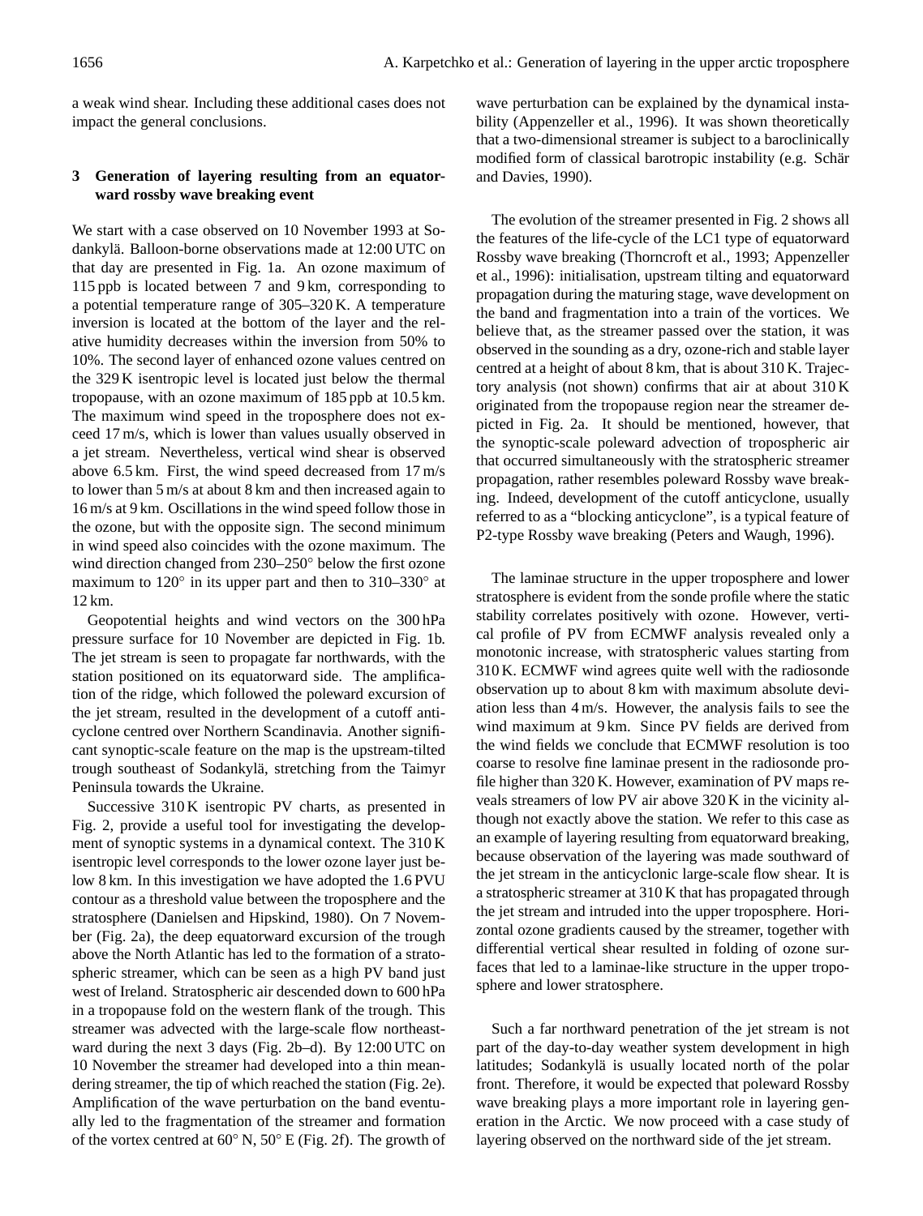a weak wind shear. Including these additional cases does not impact the general conclusions.

## 3 Generation of layering resulting from an equatorward rossby wave breaking event

We start with a case observed on 10 November 1993 at Sodankylä. Balloon-borne observations made at 12:00 UTC on that day are presented in Fig. 1a. An ozone maximum of 115 ppb is located between 7 and 9 km, corresponding to a potential temperature range of 305–320 K. A temperature inversion is located at the bottom of the layer and the relative humidity decreases within the inversion from 50% to 10%. The second layer of enhanced ozone values centred on the 329 K isentropic level is located just below the thermal tropopause, with an ozone maximum of 185 ppb at 10.5 km. The maximum wind speed in the troposphere does not exceed 17 m/s, which is lower than values usually observed in a jet stream. Nevertheless, vertical wind shear is observed above 6.5 km. First, the wind speed decreased from 17 m/s to lower than 5 m/s at about 8 km and then increased again to 16 m/s at 9 km. Oscillations in the wind speed follow those in the ozone, but with the opposite sign. The second minimum in wind speed also coincides with the ozone maximum. The wind direction changed from 230–250° below the first ozone maximum to 120° in its upper part and then to 310–330° at 12 km.

Geopotential heights and wind vectors on the 300 hPa pressure surface for 10 November are depicted in Fig. 1b. The jet stream is seen to propagate far northwards, with the station positioned on its equatorward side. The amplification of the ridge, which followed the poleward excursion of the jet stream, resulted in the development of a cutoff anticyclone centred over Northern Scandinavia. Another significant synoptic-scale feature on the map is the upstream-tilted trough southeast of Sodankylä, stretching from the Taimyr Peninsula towards the Ukraine.

Successive 310 K isentropic PV charts, as presented in Fig. 2, provide a useful tool for investigating the development of synoptic systems in a dynamical context. The 310 K isentropic level corresponds to the lower ozone layer just below 8 km. In this investigation we have adopted the 1.6 PVU contour as a threshold value between the troposphere and the stratosphere (Danielsen and Hipskind, 1980). On 7 November (Fig. 2a), the deep equatorward excursion of the trough above the North Atlantic has led to the formation of a stratospheric streamer, which can be seen as a high PV band just west of Ireland. Stratospheric air descended down to 600 hPa in a tropopause fold on the western flank of the trough. This streamer was advected with the large-scale flow northeastward during the next 3 days (Fig. 2b–d). By 12:00 UTC on 10 November the streamer had developed into a thin meandering streamer, the tip of which reached the station (Fig. 2e). Amplification of the wave perturbation on the band eventually led to the fragmentation of the streamer and formation of the vortex centred at 60° N, 50° E (Fig. 2f). The growth of wave perturbation can be explained by the dynamical instability (Appenzeller et al., 1996). It was shown theoretically that a two-dimensional streamer is subject to a baroclinically modified form of classical barotropic instability (e.g. Schär and Davies, 1990).

The evolution of the streamer presented in Fig. 2 shows all the features of the life-cycle of the LC1 type of equatorward Rossby wave breaking (Thorncroft et al., 1993; Appenzeller et al., 1996): initialisation, upstream tilting and equatorward propagation during the maturing stage, wave development on the band and fragmentation into a train of the vortices. We believe that, as the streamer passed over the station, it was observed in the sounding as a dry, ozone-rich and stable layer centred at a height of about 8 km, that is about 310 K. Trajectory analysis (not shown) confirms that air at about 310 K originated from the tropopause region near the streamer depicted in Fig. 2a. It should be mentioned, however, that the synoptic-scale poleward advection of tropospheric air that occurred simultaneously with the stratospheric streamer propagation, rather resembles poleward Rossby wave breaking. Indeed, development of the cutoff anticyclone, usually referred to as a "blocking anticyclone", is a typical feature of P2-type Rossby wave breaking (Peters and Waugh, 1996).

The laminae structure in the upper troposphere and lower stratosphere is evident from the sonde profile where the static stability correlates positively with ozone. However, vertical profile of PV from ECMWF analysis revealed only a monotonic increase, with stratospheric values starting from 310 K. ECMWF wind agrees quite well with the radiosonde observation up to about 8 km with maximum absolute deviation less than 4 m/s. However, the analysis fails to see the wind maximum at 9 km. Since PV fields are derived from the wind fields we conclude that ECMWF resolution is too coarse to resolve fine laminae present in the radiosonde profile higher than 320 K. However, examination of PV maps reveals streamers of low PV air above 320 K in the vicinity although not exactly above the station. We refer to this case as an example of layering resulting from equatorward breaking, because observation of the layering was made southward of the jet stream in the anticyclonic large-scale flow shear. It is a stratospheric streamer at 310 K that has propagated through the jet stream and intruded into the upper troposphere. Horizontal ozone gradients caused by the streamer, together with differential vertical shear resulted in folding of ozone surfaces that led to a laminae-like structure in the upper troposphere and lower stratosphere.

Such a far northward penetration of the jet stream is not part of the day-to-day weather system development in high latitudes; Sodankylä is usually located north of the polar front. Therefore, it would be expected that poleward Rossby wave breaking plays a more important role in layering generation in the Arctic. We now proceed with a case study of layering observed on the northward side of the jet stream.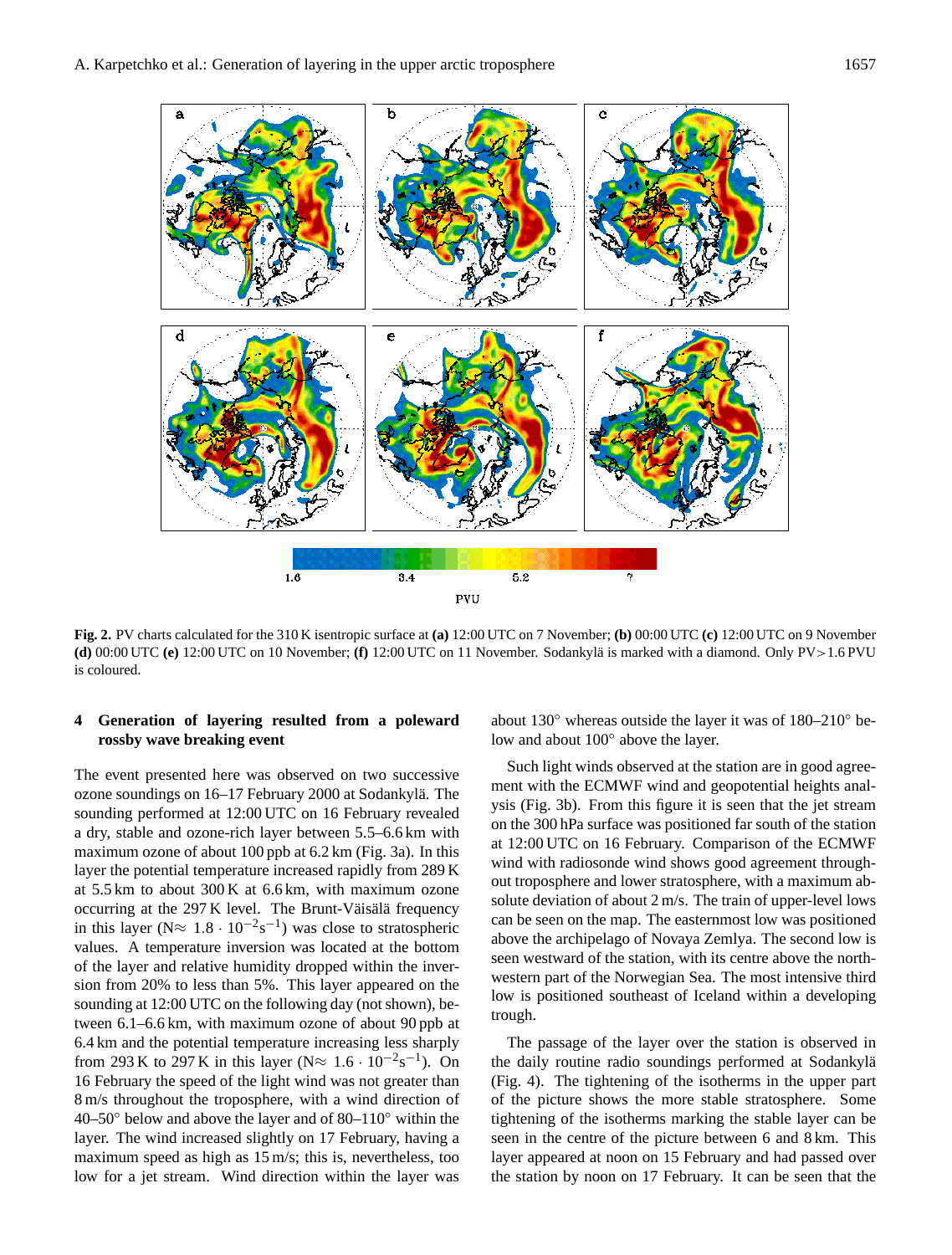**Fig. 2.** PV charts calculated for the 310 K isentropic surface at **(a)** 12:00 UTC on 7 November; **(b)** 00:00 UTC **(c)** 12:00 UTC on 9 November **(d)** 00:00 UTC **(e)** 12:00 UTC on 10 November; **(f)** 12:00 UTC on 11 November. Sodankylä is marked with a diamond. Only PV>1.6 PVU is coloured.

## 4 Generation of layering resulted from a poleward rossby wave breaking event

The event presented here was observed on two successive ozone soundings on 16–17 February 2000 at Sodankylä. The sounding performed at 12:00 UTC on 16 February revealed a dry, stable and ozone-rich layer between 5.5–6.6 km with maximum ozone of about 100 ppb at 6.2 km (Fig. 3a). In this layer the potential temperature increased rapidly from 289 K at 5.5 km to about 300 K at 6.6 km, with maximum ozone occurring at the 297 K level. The Brunt-Väisälä frequency in this layer ($N \approx 1.8 \cdot 10^{-2} s^{-1}$) was close to stratospheric values. A temperature inversion was located at the bottom of the layer and relative humidity dropped within the inversion from 20% to less than 5%. This layer appeared on the sounding at 12:00 UTC on the following day (not shown), between 6.1–6.6 km, with maximum ozone of about 90 ppb at 6.4 km and the potential temperature increasing less sharply from 293 K to 297 K in this layer ($N \approx 1.6 \cdot 10^{-2} s^{-1}$). On 16 February the speed of the light wind was not greater than 8 m/s throughout the troposphere, with a wind direction of 40–50° below and above the layer and of 80–110° within the layer. The wind increased slightly on 17 February, having a maximum speed as high as 15 m/s; this is, nevertheless, too low for a jet stream. Wind direction within the layer was about 130° whereas outside the layer it was of 180–210° below and about 100° above the layer.

Such light winds observed at the station are in good agreement with the ECMWF wind and geopotential heights analysis (Fig. 3b). From this figure it is seen that the jet stream on the 300 hPa surface was positioned far south of the station at 12:00 UTC on 16 February. Comparison of the ECMWF wind with radiosonde wind shows good agreement throughout troposphere and lower stratosphere, with a maximum absolute deviation of about 2 m/s. The train of upper-level lows can be seen on the map. The easternmost low was positioned above the archipelago of Novaya Zemlya. The second low is seen westward of the station, with its centre above the northwestern part of the Norwegian Sea. The most intensive third low is positioned southeast of Iceland within a developing trough.

The passage of the layer over the station is observed in the daily routine radio soundings performed at Sodankylä (Fig. 4). The tightening of the isotherms in the upper part of the picture shows the more stable stratosphere. Some tightening of the isotherms marking the stable layer can be seen in the centre of the picture between 6 and 8 km. This layer appeared at noon on 15 February and had passed over the station by noon on 17 February. It can be seen that the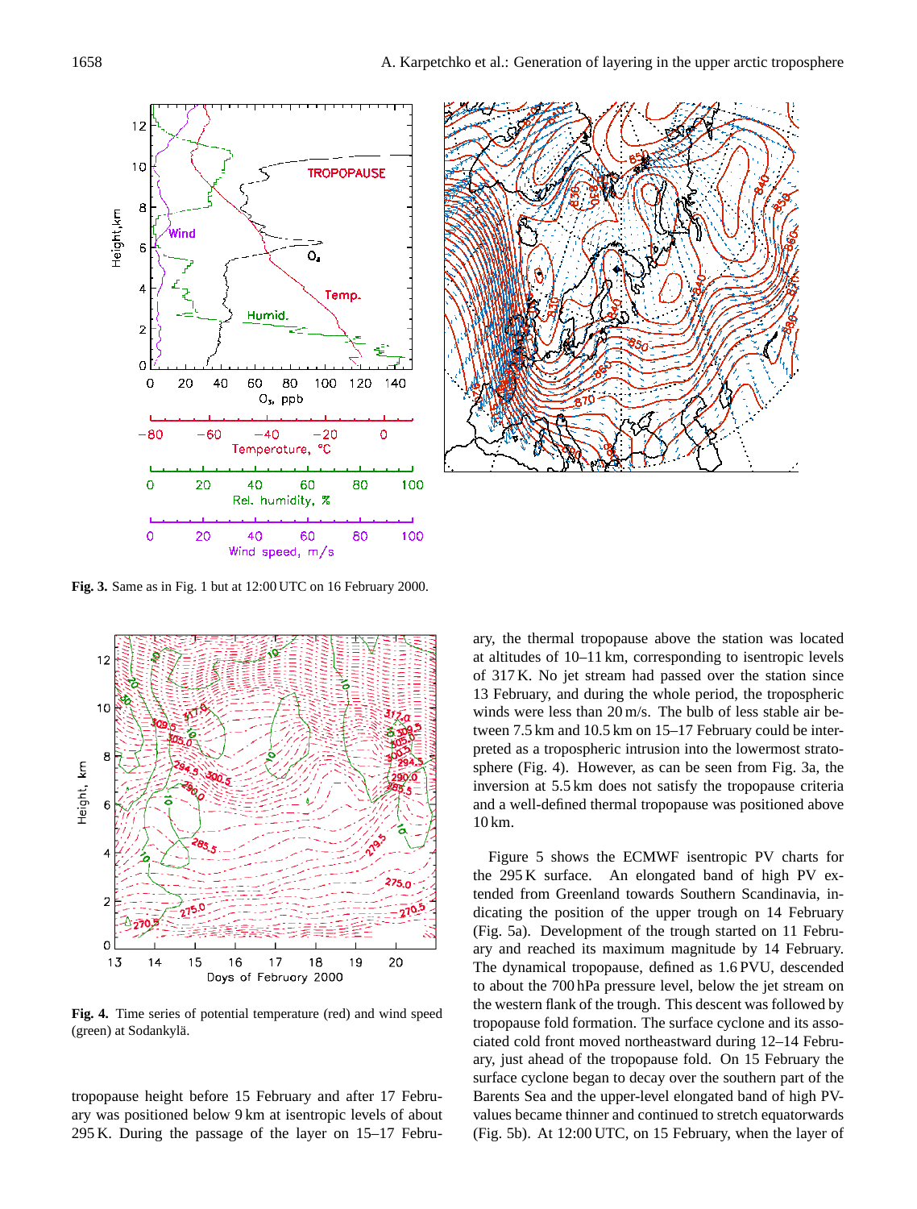**Fig. 3.** Same as in Fig. 1 but at 12:00 UTC on 16 February 2000.

**Fig. 4.** Time series of potential temperature (red) and wind speed (green) at Sodankylä.

tropopause height before 15 February and after 17 February was positioned below 9 km at isentropic levels of about 295 K. During the passage of the layer on 15–17 February, the thermal tropopause above the station was located at altitudes of 10–11 km, corresponding to isentropic levels of 317 K. No jet stream had passed over the station since 13 February, and during the whole period, the tropospheric winds were less than 20 m/s. The bulb of less stable air between 7.5 km and 10.5 km on 15–17 February could be interpreted as a tropospheric intrusion into the lowermost stratosphere (Fig. 4). However, as can be seen from Fig. 3a, the inversion at 5.5 km does not satisfy the tropopause criteria and a well-defined thermal tropopause was positioned above 10 km.

Figure 5 shows the ECMWF isentropic PV charts for the 295 K surface. An elongated band of high PV extended from Greenland towards Southern Scandinavia, indicating the position of the upper trough on 14 February (Fig. 5a). Development of the trough started on 11 February and reached its maximum magnitude by 14 February. The dynamical tropopause, defined as 1.6 PVU, descended to about the 700 hPa pressure level, below the jet stream on the western flank of the trough. This descent was followed by tropopause fold formation. The surface cyclone and its associated cold front moved northeastward during 12–14 February, just ahead of the tropopause fold. On 15 February the surface cyclone began to decay over the southern part of the Barents Sea and the upper-level elongated band of high PV-values became thinner and continued to stretch equatorwards (Fig. 5b). At 12:00 UTC, on 15 February, when the layer of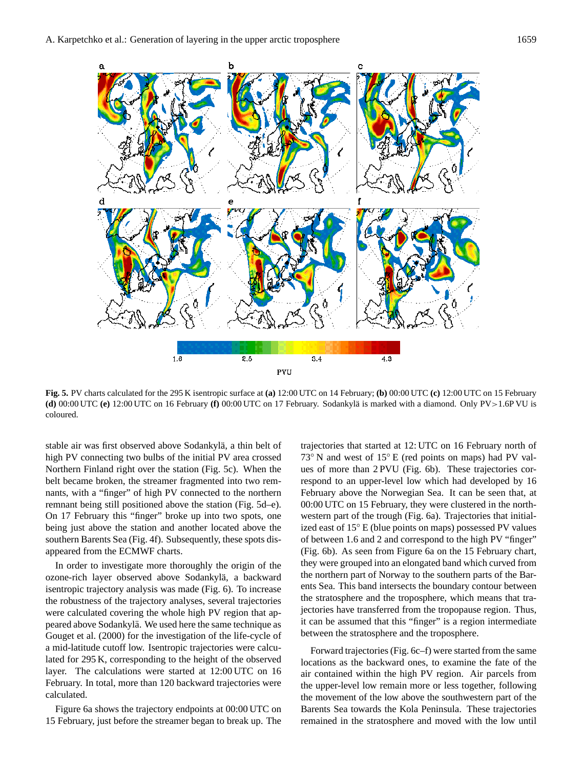Fig. 5. PV charts calculated for the 295 K isentropic surface at **(a)** 12:00 UTC on 14 February; **(b)** 00:00 UTC **(c)** 12:00 UTC on 15 February **(d)** 00:00 UTC **(e)** 12:00 UTC on 16 February **(f)** 00:00 UTC on 17 February. Sodankylä is marked with a diamond. Only PV>1.6P VU is coloured.

stable air was first observed above Sodankylä, a thin belt of high PV connecting two bulbs of the initial PV area crossed Northern Finland right over the station (Fig. 5c). When the belt became broken, the streamer fragmented into two remnants, with a "finger" of high PV connected to the northern remnant being still positioned above the station (Fig. 5d–e). On 17 February this "finger" broke up into two spots, one being just above the station and another located above the southern Barents Sea (Fig. 4f). Subsequently, these spots disappeared from the ECMWF charts.

In order to investigate more thoroughly the origin of the ozone-rich layer observed above Sodankylä, a backward isentropic trajectory analysis was made (Fig. 6). To increase the robustness of the trajectory analyses, several trajectories were calculated covering the whole high PV region that appeared above Sodankylä. We used here the same technique as Gouget et al. (2000) for the investigation of the life-cycle of a mid-latitude cutoff low. Isentropic trajectories were calculated for 295 K, corresponding to the height of the observed layer. The calculations were started at 12:00 UTC on 16 February. In total, more than 120 backward trajectories were calculated.

Figure 6a shows the trajectory endpoints at 00:00 UTC on 15 February, just before the streamer began to break up. The trajectories that started at 12: UTC on 16 February north of 73° N and west of 15° E (red points on maps) had PV values of more than 2 PVU (Fig. 6b). These trajectories correspond to an upper-level low which had developed by 16 February above the Norwegian Sea. It can be seen that, at 00:00 UTC on 15 February, they were clustered in the northwestern part of the trough (Fig. 6a). Trajectories that initialized east of 15° E (blue points on maps) possessed PV values of between 1.6 and 2 and correspond to the high PV "finger" (Fig. 6b). As seen from Figure 6a on the 15 February chart, they were grouped into an elongated band which curved from the northern part of Norway to the southern parts of the Barents Sea. This band intersects the boundary contour between the stratosphere and the troposphere, which means that trajectories have transferred from the tropopause region. Thus, it can be assumed that this "finger" is a region intermediate between the stratosphere and the troposphere.

Forward trajectories (Fig. 6c–f) were started from the same locations as the backward ones, to examine the fate of the air contained within the high PV region. Air parcels from the upper-level low remain more or less together, following the movement of the low above the southwestern part of the Barents Sea towards the Kola Peninsula. These trajectories remained in the stratosphere and moved with the low until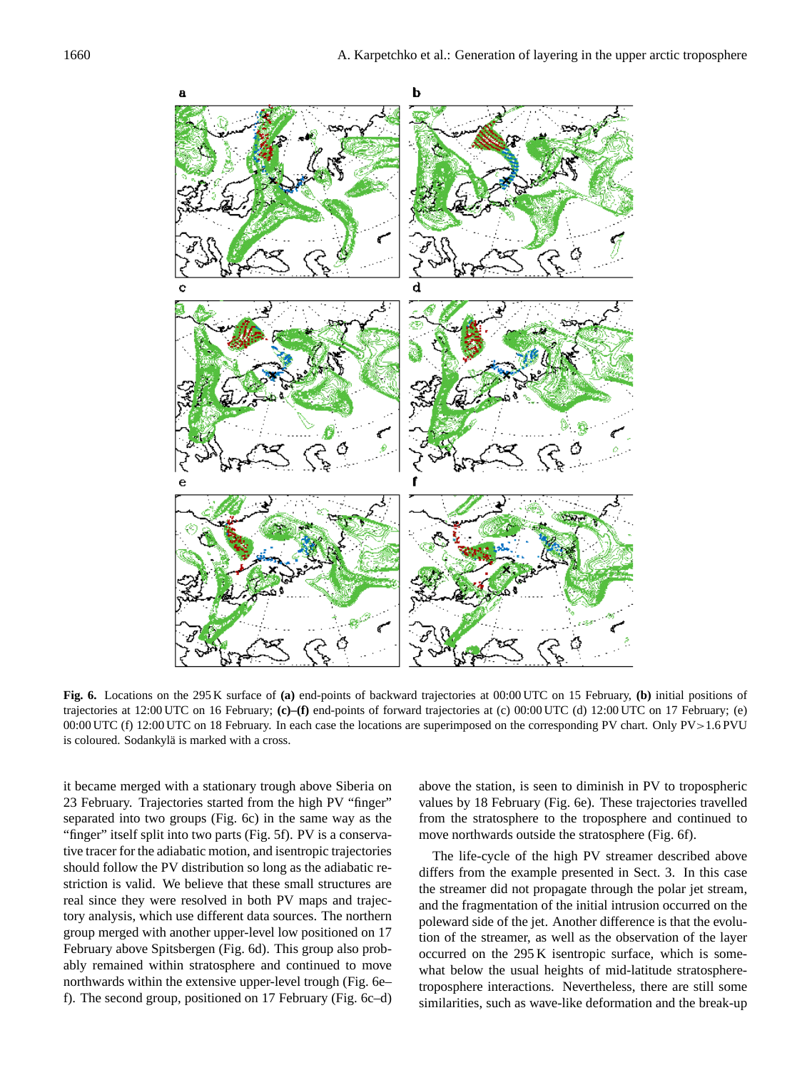**Fig. 6.** Locations on the 295 K surface of **(a)** end-points of backward trajectories at 00:00 UTC on 15 February, **(b)** initial positions of trajectories at 12:00 UTC on 16 February; **(c)–(f)** end-points of forward trajectories at (c) 00:00 UTC (d) 12:00 UTC on 17 February; (e) 00:00 UTC (f) 12:00 UTC on 18 February. In each case the locations are superimposed on the corresponding PV chart. Only PV > 1.6 PVU is coloured. Sodankylä is marked with a cross.

it became merged with a stationary trough above Siberia on 23 February. Trajectories started from the high PV "finger" separated into two groups (Fig. 6c) in the same way as the "finger" itself split into two parts (Fig. 5f). PV is a conservative tracer for the adiabatic motion, and isentropic trajectories should follow the PV distribution so long as the adiabatic restriction is valid. We believe that these small structures are real since they were resolved in both PV maps and trajectory analysis, which use different data sources. The northern group merged with another upper-level low positioned on 17 February above Spitsbergen (Fig. 6d). This group also probably remained within stratosphere and continued to move northwards within the extensive upper-level trough (Fig. 6e–f). The second group, positioned on 17 February (Fig. 6c–d) above the station, is seen to diminish in PV to tropospheric values by 18 February (Fig. 6e). These trajectories travelled from the stratosphere to the troposphere and continued to move northwards outside the stratosphere (Fig. 6f).

The life-cycle of the high PV streamer described above differs from the example presented in Sect. 3. In this case the streamer did not propagate through the polar jet stream, and the fragmentation of the initial intrusion occurred on the poleward side of the jet. Another difference is that the evolution of the streamer, as well as the observation of the layer occurred on the 295 K isentropic surface, which is somewhat below the usual heights of mid-latitude stratosphere-troposphere interactions. Nevertheless, there are still some similarities, such as wave-like deformation and the break-up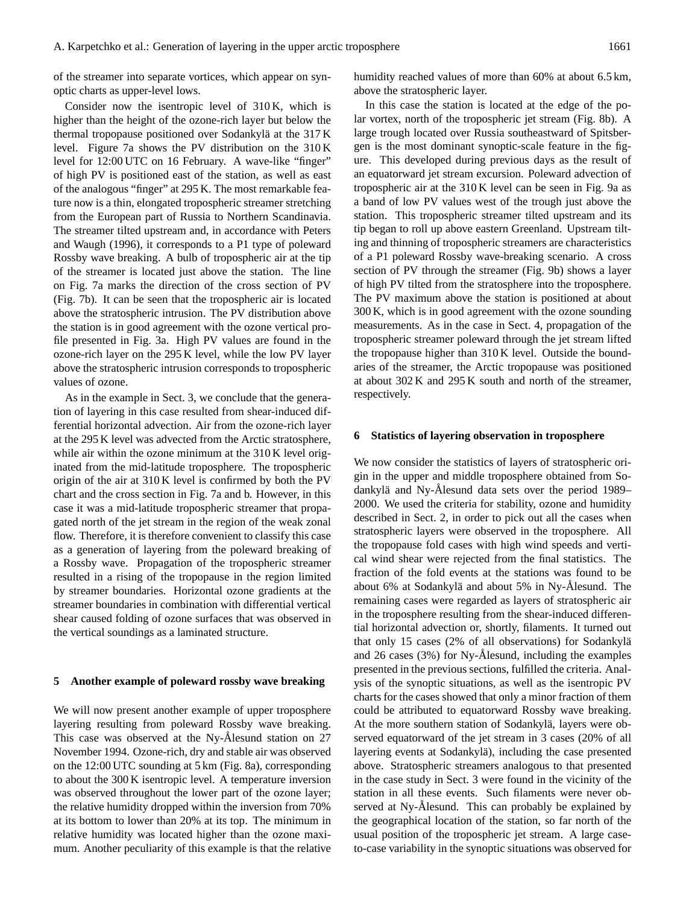of the streamer into separate vortices, which appear on synoptic charts as upper-level lows.

Consider now the isentropic level of 310 K, which is higher than the height of the ozone-rich layer but below the thermal tropopause positioned over Sodankylä at the 317 K level. Figure 7a shows the PV distribution on the 310 K level for 12:00 UTC on 16 February. A wave-like "finger" of high PV is positioned east of the station, as well as east of the analogous "finger" at 295 K. The most remarkable feature now is a thin, elongated tropospheric streamer stretching from the European part of Russia to Northern Scandinavia. The streamer tilted upstream and, in accordance with Peters and Waugh (1996), it corresponds to a P1 type of poleward Rossby wave breaking. A bulb of tropospheric air at the tip of the streamer is located just above the station. The line on Fig. 7a marks the direction of the cross section of PV (Fig. 7b). It can be seen that the tropospheric air is located above the stratospheric intrusion. The PV distribution above the station is in good agreement with the ozone vertical profile presented in Fig. 3a. High PV values are found in the ozone-rich layer on the 295 K level, while the low PV layer above the stratospheric intrusion corresponds to tropospheric values of ozone.

As in the example in Sect. 3, we conclude that the generation of layering in this case resulted from shear-induced differential horizontal advection. Air from the ozone-rich layer at the 295 K level was advected from the Arctic stratosphere, while air within the ozone minimum at the 310 K level originated from the mid-latitude troposphere. The tropospheric origin of the air at 310 K level is confirmed by both the PV chart and the cross section in Fig. 7a and b. However, in this case it was a mid-latitude tropospheric streamer that propagated north of the jet stream in the region of the weak zonal flow. Therefore, it is therefore convenient to classify this case as a generation of layering from the poleward breaking of a Rossby wave. Propagation of the tropospheric streamer resulted in a rising of the tropopause in the region limited by streamer boundaries. Horizontal ozone gradients at the streamer boundaries in combination with differential vertical shear caused folding of ozone surfaces that was observed in the vertical soundings as a laminated structure.

## 5 Another example of poleward rossby wave breaking

We will now present another example of upper troposphere layering resulting from poleward Rossby wave breaking. This case was observed at the Ny-Ålesund station on 27 November 1994. Ozone-rich, dry and stable air was observed on the 12:00 UTC sounding at 5 km (Fig. 8a), corresponding to about the 300 K isentropic level. A temperature inversion was observed throughout the lower part of the ozone layer; the relative humidity dropped within the inversion from 70% at its bottom to lower than 20% at its top. The minimum in relative humidity was located higher than the ozone maximum. Another peculiarity of this example is that the relative humidity reached values of more than 60% at about 6.5 km, above the stratospheric layer.

In this case the station is located at the edge of the polar vortex, north of the tropospheric jet stream (Fig. 8b). A large trough located over Russia southeastward of Spitsbergen is the most dominant synoptic-scale feature in the figure. This developed during previous days as the result of an equatorward jet stream excursion. Poleward advection of tropospheric air at the 310 K level can be seen in Fig. 9a as a band of low PV values west of the trough just above the station. This tropospheric streamer tilted upstream and its tip began to roll up above eastern Greenland. Upstream tilting and thinning of tropospheric streamers are characteristics of a P1 poleward Rossby wave-breaking scenario. A cross section of PV through the streamer (Fig. 9b) shows a layer of high PV tilted from the stratosphere into the troposphere. The PV maximum above the station is positioned at about 300 K, which is in good agreement with the ozone sounding measurements. As in the case in Sect. 4, propagation of the tropospheric streamer poleward through the jet stream lifted the tropopause higher than 310 K level. Outside the boundaries of the streamer, the Arctic tropopause was positioned at about 302 K and 295 K south and north of the streamer, respectively.

## 6 Statistics of layering observation in troposphere

We now consider the statistics of layers of stratospheric origin in the upper and middle troposphere obtained from Sodankylä and Ny-Ålesund data sets over the period 1989–2000. We used the criteria for stability, ozone and humidity described in Sect. 2, in order to pick out all the cases when stratospheric layers were observed in the troposphere. All the tropopause fold cases with high wind speeds and vertical wind shear were rejected from the final statistics. The fraction of the fold events at the stations was found to be about 6% at Sodankylä and about 5% in Ny-Ålesund. The remaining cases were regarded as layers of stratospheric air in the troposphere resulting from the shear-induced differential horizontal advection or, shortly, filaments. It turned out that only 15 cases (2% of all observations) for Sodankylä and 26 cases (3%) for Ny-Ålesund, including the examples presented in the previous sections, fulfilled the criteria. Analysis of the synoptic situations, as well as the isentropic PV charts for the cases showed that only a minor fraction of them could be attributed to equatorward Rossby wave breaking. At the more southern station of Sodankylä, layers were observed equatorward of the jet stream in 3 cases (20% of all layering events at Sodankylä), including the case presented above. Stratospheric streamers analogous to that presented in the case study in Sect. 3 were found in the vicinity of the station in all these events. Such filaments were never observed at Ny-Ålesund. This can probably be explained by the geographical location of the station, so far north of the usual position of the tropospheric jet stream. A large case-to-case variability in the synoptic situations was observed for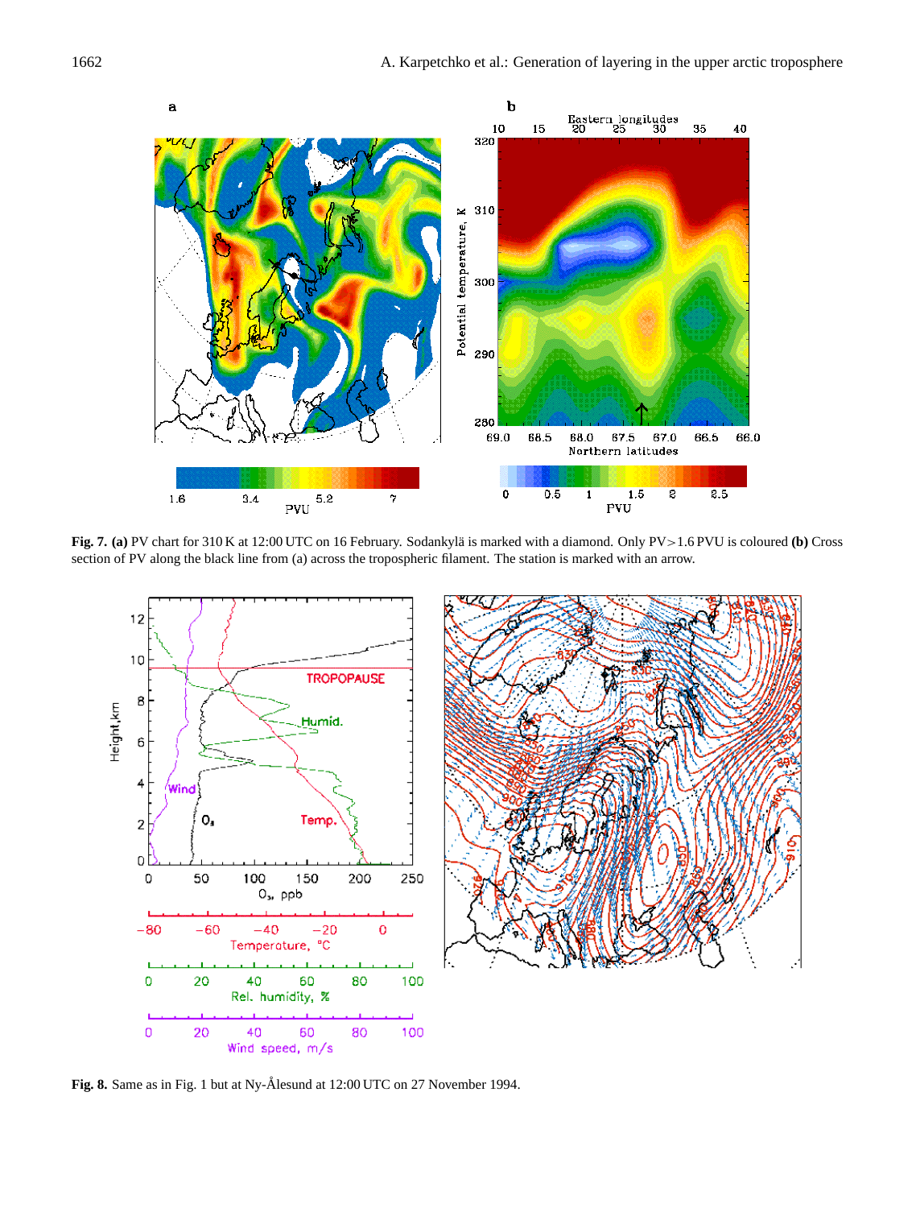**Fig. 7. (a)** PV chart for 310 K at 12:00 UTC on 16 February. Sodankylä is marked with a diamond. Only PV>1.6 PVU is coloured **(b)** Cross section of PV along the black line from (a) across the tropospheric filament. The station is marked with an arrow.

**Fig. 8.** Same as in Fig. 1 but at Ny-Ålesund at 12:00 UTC on 27 November 1994.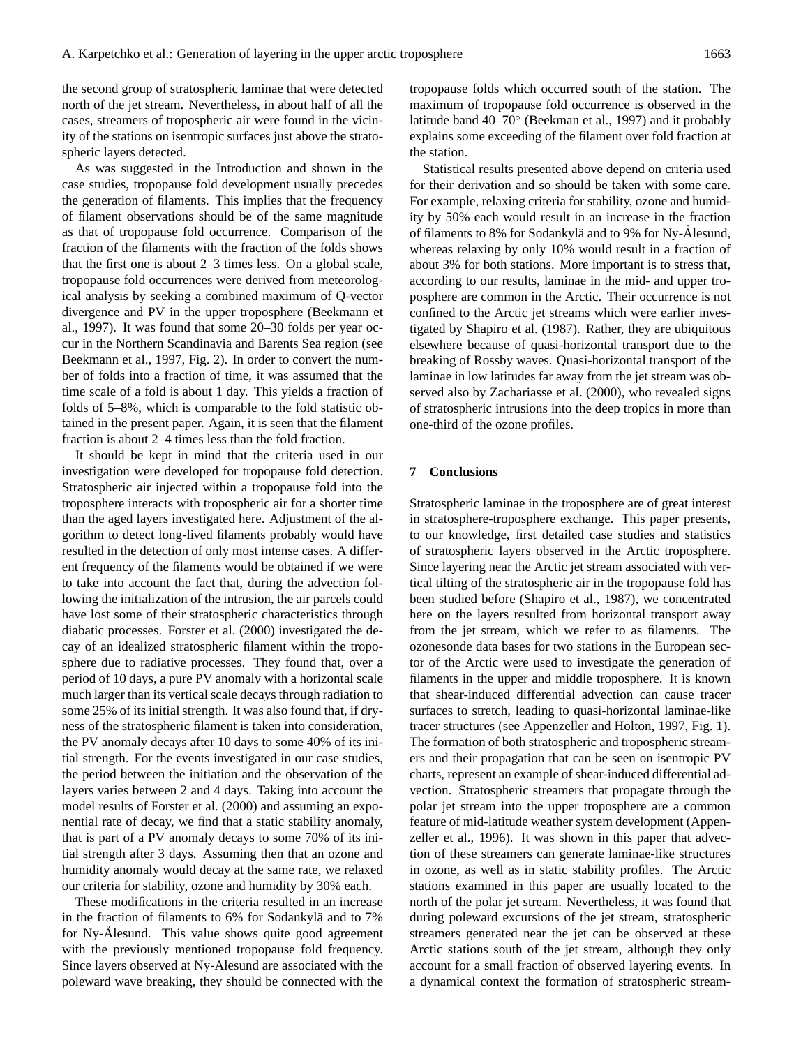the second group of stratospheric laminae that were detected north of the jet stream. Nevertheless, in about half of all the cases, streamers of tropospheric air were found in the vicinity of the stations on isentropic surfaces just above the stratospheric layers detected.

As was suggested in the Introduction and shown in the case studies, tropopause fold development usually precedes the generation of filaments. This implies that the frequency of filament observations should be of the same magnitude as that of tropopause fold occurrence. Comparison of the fraction of the filaments with the fraction of the folds shows that the first one is about 2–3 times less. On a global scale, tropopause fold occurrences were derived from meteorological analysis by seeking a combined maximum of Q-vector divergence and PV in the upper troposphere (Beekmann et al., 1997). It was found that some 20–30 folds per year occur in the Northern Scandinavia and Barents Sea region (see Beekmann et al., 1997, Fig. 2). In order to convert the number of folds into a fraction of time, it was assumed that the time scale of a fold is about 1 day. This yields a fraction of folds of 5–8%, which is comparable to the fold statistic obtained in the present paper. Again, it is seen that the filament fraction is about 2–4 times less than the fold fraction.

It should be kept in mind that the criteria used in our investigation were developed for tropopause fold detection. Stratospheric air injected within a tropopause fold into the troposphere interacts with tropospheric air for a shorter time than the aged layers investigated here. Adjustment of the algorithm to detect long-lived filaments probably would have resulted in the detection of only most intense cases. A different frequency of the filaments would be obtained if we were to take into account the fact that, during the advection following the initialization of the intrusion, the air parcels could have lost some of their stratospheric characteristics through diabatic processes. Forster et al. (2000) investigated the decay of an idealized stratospheric filament within the troposphere due to radiative processes. They found that, over a period of 10 days, a pure PV anomaly with a horizontal scale much larger than its vertical scale decays through radiation to some 25% of its initial strength. It was also found that, if dryness of the stratospheric filament is taken into consideration, the PV anomaly decays after 10 days to some 40% of its initial strength. For the events investigated in our case studies, the period between the initiation and the observation of the layers varies between 2 and 4 days. Taking into account the model results of Forster et al. (2000) and assuming an exponential rate of decay, we find that a static stability anomaly, that is part of a PV anomaly decays to some 70% of its initial strength after 3 days. Assuming then that an ozone and humidity anomaly would decay at the same rate, we relaxed our criteria for stability, ozone and humidity by 30% each.

These modifications in the criteria resulted in an increase in the fraction of filaments to 6% for Sodankylä and to 7% for Ny-Ålesund. This value shows quite good agreement with the previously mentioned tropopause fold frequency. Since layers observed at Ny-Alesund are associated with the poleward wave breaking, they should be connected with the tropopause folds which occurred south of the station. The maximum of tropopause fold occurrence is observed in the latitude band 40–70° (Beekman et al., 1997) and it probably explains some exceeding of the filament over fold fraction at the station.

Statistical results presented above depend on criteria used for their derivation and so should be taken with some care. For example, relaxing criteria for stability, ozone and humidity by 50% each would result in an increase in the fraction of filaments to 8% for Sodankylä and to 9% for Ny-Ålesund, whereas relaxing by only 10% would result in a fraction of about 3% for both stations. More important is to stress that, according to our results, laminae in the mid- and upper troposphere are common in the Arctic. Their occurrence is not confined to the Arctic jet streams which were earlier investigated by Shapiro et al. (1987). Rather, they are ubiquitous elsewhere because of quasi-horizontal transport due to the breaking of Rossby waves. Quasi-horizontal transport of the laminae in low latitudes far away from the jet stream was observed also by Zachariasse et al. (2000), who revealed signs of stratospheric intrusions into the deep tropics in more than one-third of the ozone profiles.

## 7 Conclusions

Stratospheric laminae in the troposphere are of great interest in stratosphere-troposphere exchange. This paper presents, to our knowledge, first detailed case studies and statistics of stratospheric layers observed in the Arctic troposphere. Since layering near the Arctic jet stream associated with vertical tilting of the stratospheric air in the tropopause fold has been studied before (Shapiro et al., 1987), we concentrated here on the layers resulted from horizontal transport away from the jet stream, which we refer to as filaments. The ozonesonde data bases for two stations in the European sector of the Arctic were used to investigate the generation of filaments in the upper and middle troposphere. It is known that shear-induced differential advection can cause tracer surfaces to stretch, leading to quasi-horizontal laminae-like tracer structures (see Appenzeller and Holton, 1997, Fig. 1). The formation of both stratospheric and tropospheric streamers and their propagation that can be seen on isentropic PV charts, represent an example of shear-induced differential advection. Stratospheric streamers that propagate through the polar jet stream into the upper troposphere are a common feature of mid-latitude weather system development (Appenzeller et al., 1996). It was shown in this paper that advection of these streamers can generate laminae-like structures in ozone, as well as in static stability profiles. The Arctic stations examined in this paper are usually located to the north of the polar jet stream. Nevertheless, it was found that during poleward excursions of the jet stream, stratospheric streamers generated near the jet can be observed at these Arctic stations south of the jet stream, although they only account for a small fraction of observed layering events. In a dynamical context the formation of stratospheric stream-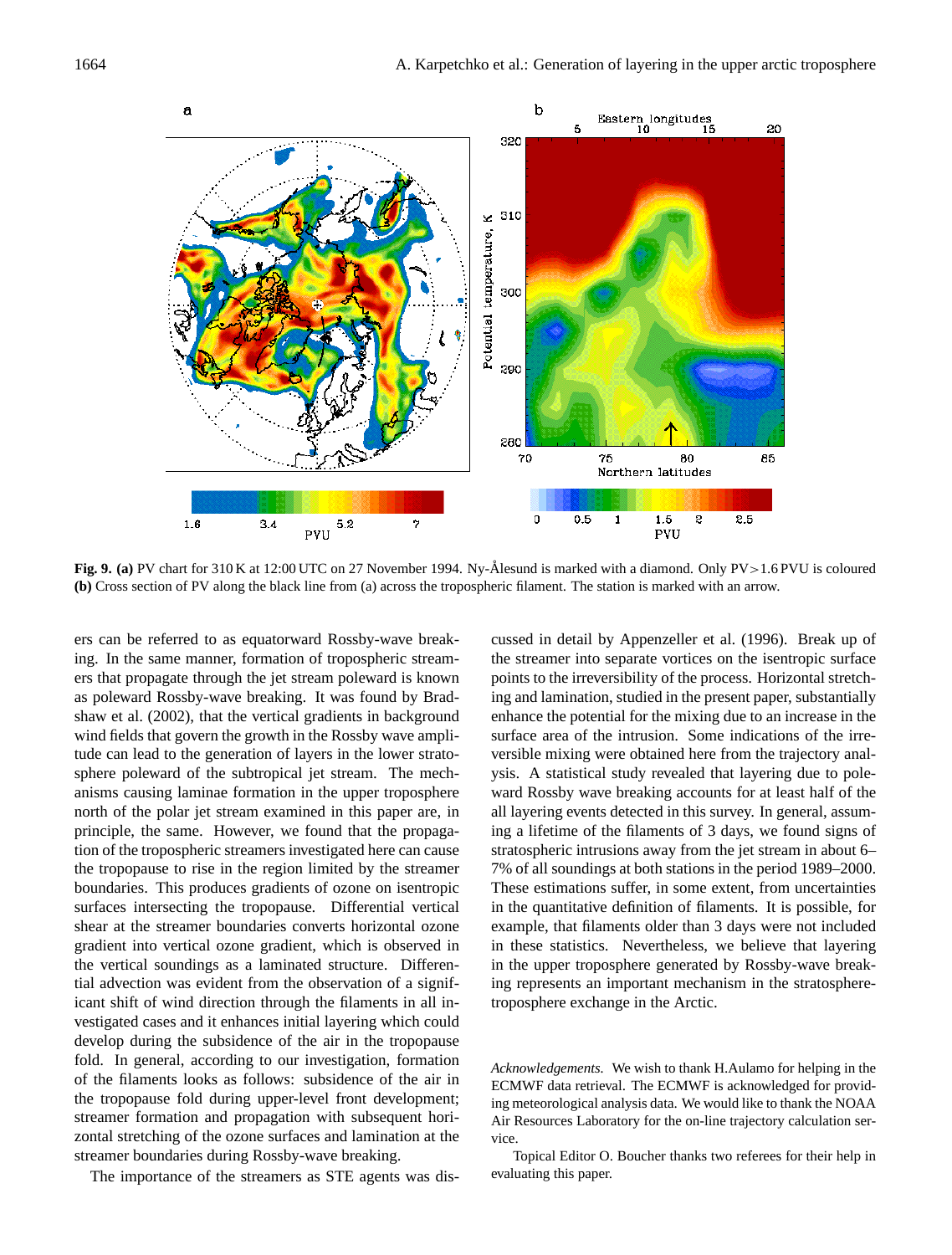a

b

Eastern longitudes

5 10 15 20

320

310

300

290

280

Potential temperature, K

70 75 80 85

Northern latitudes

1.6 3.4 5.2 7

PVU

0 0.5 1 1.5 2 2.5

PVU

**Fig. 9.** **(a)** PV chart for 310 K at 12:00 UTC on 27 November 1994. Ny-Ålesund is marked with a diamond. Only PV>1.6 PVU is coloured **(b)** Cross section of PV along the black line from (a) across the tropospheric filament. The station is marked with an arrow.

ers can be referred to as equatorward Rossby-wave breaking. In the same manner, formation of tropospheric streamers that propagate through the jet stream poleward is known as poleward Rossby-wave breaking. It was found by Bradshaw et al. (2002), that the vertical gradients in background wind fields that govern the growth in the Rossby wave amplitude can lead to the generation of layers in the lower stratosphere poleward of the subtropical jet stream. The mechanisms causing laminae formation in the upper troposphere north of the polar jet stream examined in this paper are, in principle, the same. However, we found that the propagation of the tropospheric streamers investigated here can cause the tropopause to rise in the region limited by the streamer boundaries. This produces gradients of ozone on isentropic surfaces intersecting the tropopause. Differential vertical shear at the streamer boundaries converts horizontal ozone gradient into vertical ozone gradient, which is observed in the vertical soundings as a laminated structure. Differential advection was evident from the observation of a significant shift of wind direction through the filaments in all investigated cases and it enhances initial layering which could develop during the subsidence of the air in the tropopause fold. In general, according to our investigation, formation of the filaments looks as follows: subsidence of the air in the tropopause fold during upper-level front development; streamer formation and propagation with subsequent horizontal stretching of the ozone surfaces and lamination at the streamer boundaries during Rossby-wave breaking.

The importance of the streamers as STE agents was discussed in detail by Appenzeller et al. (1996). Break up of the streamer into separate vortices on the isentropic surface points to the irreversibility of the process. Horizontal stretching and lamination, studied in the present paper, substantially enhance the potential for the mixing due to an increase in the surface area of the intrusion. Some indications of the irreversible mixing were obtained here from the trajectory analysis. A statistical study revealed that layering due to poleward Rossby wave breaking accounts for at least half of the all layering events detected in this survey. In general, assuming a lifetime of the filaments of 3 days, we found signs of stratospheric intrusions away from the jet stream in about 6–7% of all soundings at both stations in the period 1989–2000. These estimations suffer, in some extent, from uncertainties in the quantitative definition of filaments. It is possible, for example, that filaments older than 3 days were not included in these statistics. Nevertheless, we believe that layering in the upper troposphere generated by Rossby-wave breaking represents an important mechanism in the stratosphere-troposphere exchange in the Arctic.

*Acknowledgements.* We wish to thank H.Aulamo for helping in the ECMWF data retrieval. The ECMWF is acknowledged for providing meteorological analysis data. We would like to thank the NOAA Air Resources Laboratory for the on-line trajectory calculation service.

Topical Editor O. Boucher thanks two referees for their help in evaluating this paper.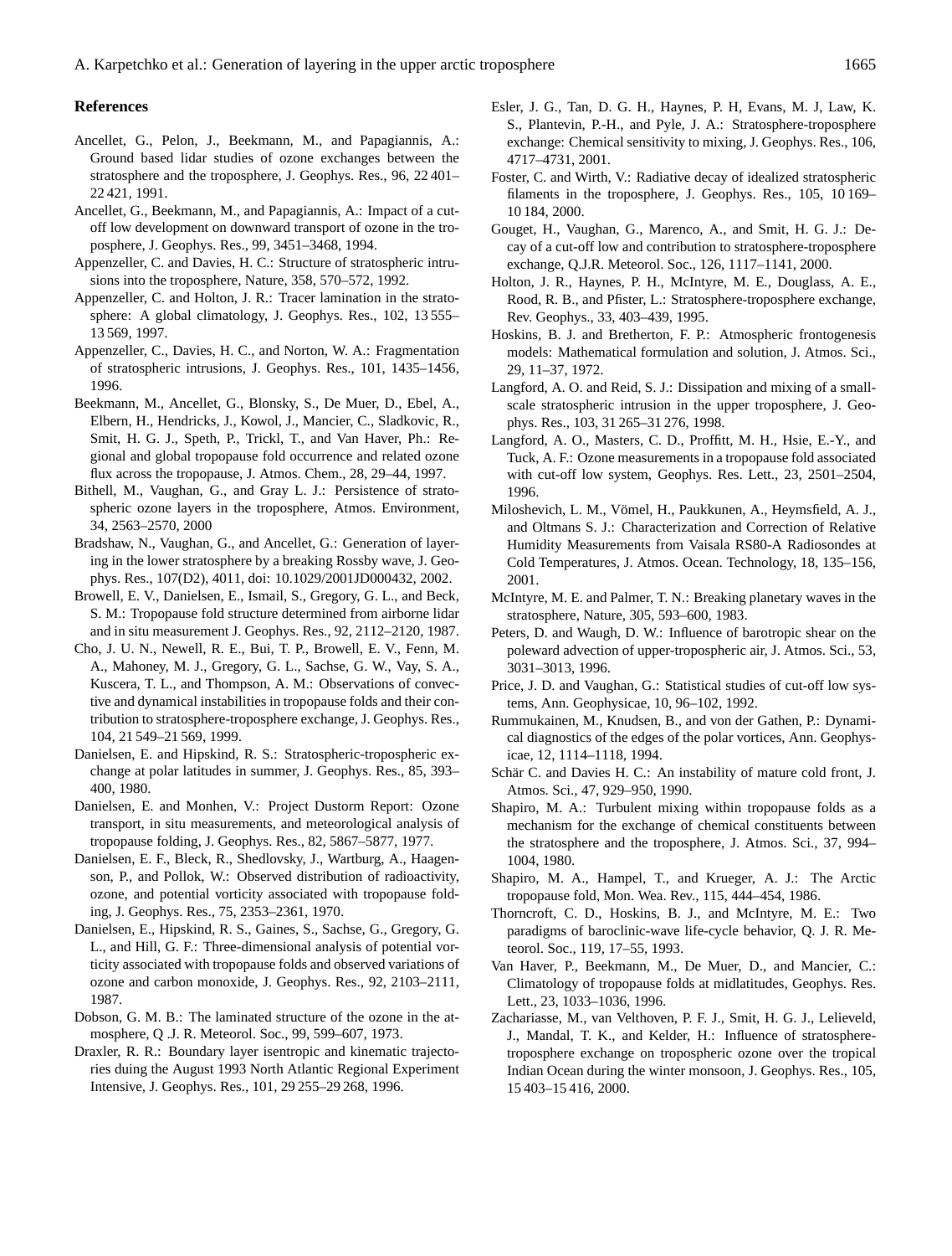## References

Ancellet, G., Pelon, J., Beekmann, M., and Papagiannis, A.: Ground based lidar studies of ozone exchanges between the stratosphere and the troposphere, J. Geophys. Res., 96, 22 401–22 421, 1991.

Ancellet, G., Beekmann, M., and Papagiannis, A.: Impact of a cut-off low development on downward transport of ozone in the troposphere, J. Geophys. Res., 99, 3451–3468, 1994.

Appenzeller, C. and Davies, H. C.: Structure of stratospheric intrusions into the troposphere, Nature, 358, 570–572, 1992.

Appenzeller, C. and Holton, J. R.: Tracer lamination in the stratosphere: A global climatology, J. Geophys. Res., 102, 13 555–13 569, 1997.

Appenzeller, C., Davies, H. C., and Norton, W. A.: Fragmentation of stratospheric intrusions, J. Geophys. Res., 101, 1435–1456, 1996.

Beekmann, M., Ancellet, G., Blonsky, S., De Muer, D., Ebel, A., Elbern, H., Hendricks, J., Kowol, J., Mancier, C., Sladkovic, R., Smit, H. G. J., Speth, P., Trickl, T., and Van Haver, Ph.: Regional and global tropopause fold occurrence and related ozone flux across the tropopause, J. Atmos. Chem., 28, 29–44, 1997.

Bithell, M., Vaughan, G., and Gray L. J.: Persistence of stratospheric ozone layers in the troposphere, Atmos. Environment, 34, 2563–2570, 2000

Bradshaw, N., Vaughan, G., and Ancellet, G.: Generation of layering in the lower stratosphere by a breaking Rossby wave, J. Geophys. Res., 107(D2), 4011, doi: 10.1029/2001JD000432, 2002.

Browell, E. V., Danielsen, E., Ismail, S., Gregory, G. L., and Beck, S. M.: Tropopause fold structure determined from airborne lidar and in situ measurement J. Geophys. Res., 92, 2112–2120, 1987.

Cho, J. U. N., Newell, R. E., Bui, T. P., Browell, E. V., Fenn, M. A., Mahoney, M. J., Gregory, G. L., Sachse, G. W., Vay, S. A., Kuscera, T. L., and Thompson, A. M.: Observations of convective and dynamical instabilities in tropopause folds and their contribution to stratosphere-troposphere exchange, J. Geophys. Res., 104, 21 549–21 569, 1999.

Danielsen, E. and Hipskind, R. S.: Stratospheric-tropospheric exchange at polar latitudes in summer, J. Geophys. Res., 85, 393–400, 1980.

Danielsen, E. and Monhen, V.: Project Dustorm Report: Ozone transport, in situ measurements, and meteorological analysis of tropopause folding, J. Geophys. Res., 82, 5867–5877, 1977.

Danielsen, E. F., Bleck, R., Shedlovsky, J., Wartburg, A., Haagenson, P., and Pollok, W.: Observed distribution of radioactivity, ozone, and potential vorticity associated with tropopause folding, J. Geophys. Res., 75, 2353–2361, 1970.

Danielsen, E., Hipskind, R. S., Gaines, S., Sachse, G., Gregory, G. L., and Hill, G. F.: Three-dimensional analysis of potential vorticity associated with tropopause folds and observed variations of ozone and carbon monoxide, J. Geophys. Res., 92, 2103–2111, 1987.

Dobson, G. M. B.: The laminated structure of the ozone in the atmosphere, Q .J. R. Meteorol. Soc., 99, 599–607, 1973.

Draxler, R. R.: Boundary layer isentropic and kinematic trajectories duing the August 1993 North Atlantic Regional Experiment Intensive, J. Geophys. Res., 101, 29 255–29 268, 1996.

Esler, J. G., Tan, D. G. H., Haynes, P. H, Evans, M. J, Law, K. S., Plantevin, P.-H., and Pyle, J. A.: Stratosphere-troposphere exchange: Chemical sensitivity to mixing, J. Geophys. Res., 106, 4717–4731, 2001.

Foster, C. and Wirth, V.: Radiative decay of idealized stratospheric filaments in the troposphere, J. Geophys. Res., 105, 10 169–10 184, 2000.

Gouget, H., Vaughan, G., Marenco, A., and Smit, H. G. J.: Decay of a cut-off low and contribution to stratosphere-troposphere exchange, Q.J.R. Meteorol. Soc., 126, 1117–1141, 2000.

Holton, J. R., Haynes, P. H., McIntyre, M. E., Douglass, A. E., Rood, R. B., and Pfister, L.: Stratosphere-troposphere exchange, Rev. Geophys., 33, 403–439, 1995.

Hoskins, B. J. and Bretherton, F. P.: Atmospheric frontogenesis models: Mathematical formulation and solution, J. Atmos. Sci., 29, 11–37, 1972.

Langford, A. O. and Reid, S. J.: Dissipation and mixing of a small-scale stratospheric intrusion in the upper troposphere, J. Geophys. Res., 103, 31 265–31 276, 1998.

Langford, A. O., Masters, C. D., Proffitt, M. H., Hsie, E.-Y., and Tuck, A. F.: Ozone measurements in a tropopause fold associated with cut-off low system, Geophys. Res. Lett., 23, 2501–2504, 1996.

Miloshevich, L. M., Vömel, H., Paukkunen, A., Heymsfield, A. J., and Oltmans S. J.: Characterization and Correction of Relative Humidity Measurements from Vaisala RS80-A Radiosondes at Cold Temperatures, J. Atmos. Ocean. Technology, 18, 135–156, 2001.

McIntyre, M. E. and Palmer, T. N.: Breaking planetary waves in the stratosphere, Nature, 305, 593–600, 1983.

Peters, D. and Waugh, D. W.: Influence of barotropic shear on the poleward advection of upper-tropospheric air, J. Atmos. Sci., 53, 3031–3013, 1996.

Price, J. D. and Vaughan, G.: Statistical studies of cut-off low systems, Ann. Geophysicae, 10, 96–102, 1992.

Rummukainen, M., Knudsen, B., and von der Gathen, P.: Dynamical diagnostics of the edges of the polar vortices, Ann. Geophysicae, 12, 1114–1118, 1994.

Schär C. and Davies H. C.: An instability of mature cold front, J. Atmos. Sci., 47, 929–950, 1990.

Shapiro, M. A.: Turbulent mixing within tropopause folds as a mechanism for the exchange of chemical constituents between the stratosphere and the troposphere, J. Atmos. Sci., 37, 994–1004, 1980.

Shapiro, M. A., Hampel, T., and Krueger, A. J.: The Arctic tropopause fold, Mon. Wea. Rev., 115, 444–454, 1986.

Thorncroft, C. D., Hoskins, B. J., and McIntyre, M. E.: Two paradigms of baroclinic-wave life-cycle behavior, Q. J. R. Meteorol. Soc., 119, 17–55, 1993.

Van Haver, P., Beekmann, M., De Muer, D., and Mancier, C.: Climatology of tropopause folds at midlatitudes, Geophys. Res. Lett., 23, 1033–1036, 1996.

Zachariasse, M., van Velthoven, P. F. J., Smit, H. G. J., Lelieveld, J., Mandal, T. K., and Kelder, H.: Influence of stratosphere-troposphere exchange on tropospheric ozone over the tropical Indian Ocean during the winter monsoon, J. Geophys. Res., 105, 15 403–15 416, 2000.